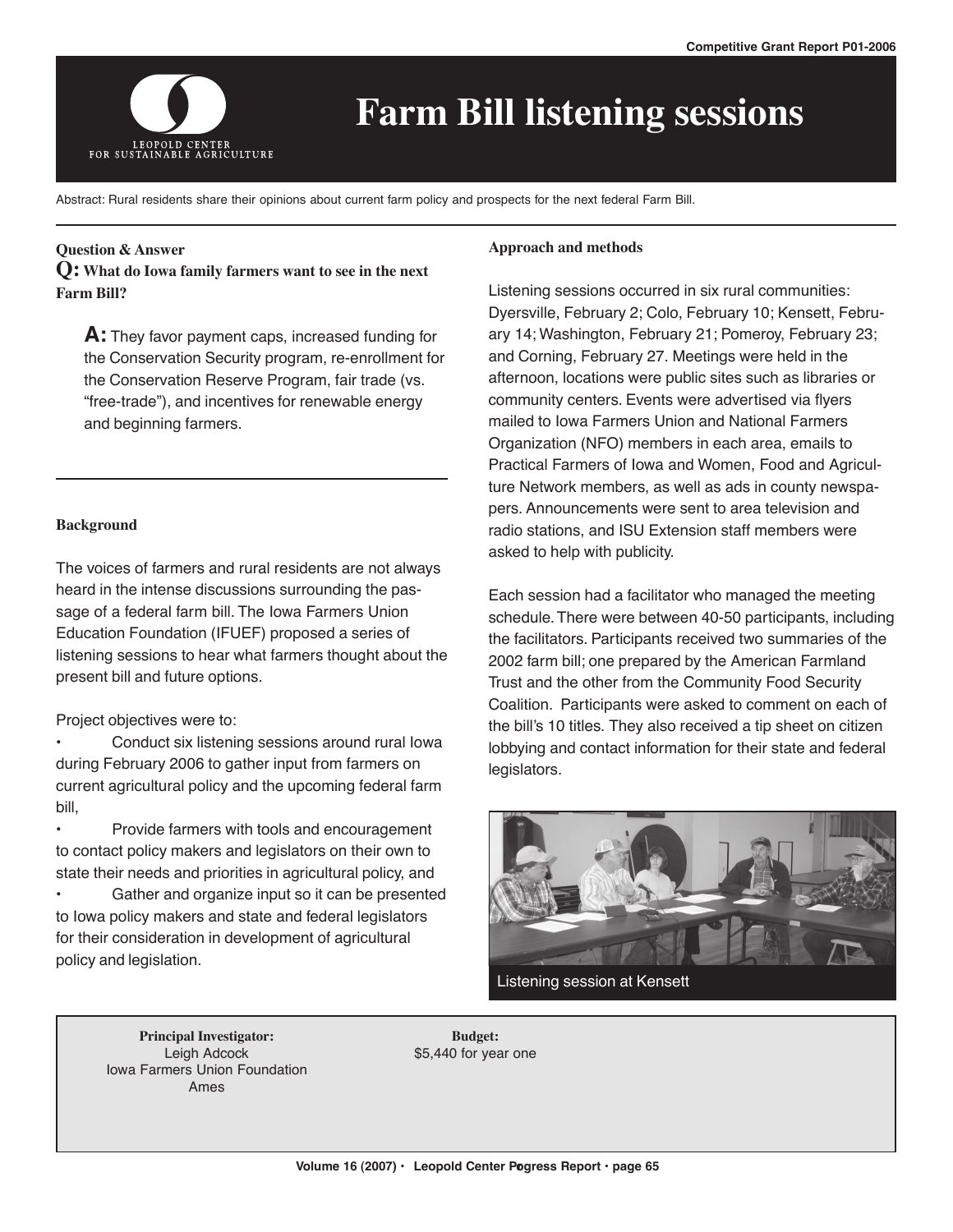Competitive Grant Report P01-2006

# Farm Bill listening sessions

Abstract: Rural residents share their opinions about current farm policy and prospects for the next federal Farm Bill.

**Question & Answer**

**Q: What do Iowa family farmers want to see in the next Farm Bill?**

**A:** They favor payment caps, increased funding for the Conservation Security program, re-enrollment for the Conservation Reserve Program, fair trade (vs. "free-trade"), and incentives for renewable energy and beginning farmers.

### Background

The voices of farmers and rural residents are not always heard in the intense discussions surrounding the passage of a federal farm bill. The Iowa Farmers Union Education Foundation (IFUEF) proposed a series of listening sessions to hear what farmers thought about the present bill and future options.

Project objectives were to:

- Conduct six listening sessions around rural Iowa during February 2006 to gather input from farmers on current agricultural policy and the upcoming federal farm bill,
- Provide farmers with tools and encouragement to contact policy makers and legislators on their own to state their needs and priorities in agricultural policy, and
- Gather and organize input so it can be presented to Iowa policy makers and state and federal legislators for their consideration in development of agricultural policy and legislation.

### Approach and methods

Listening sessions occurred in six rural communities: Dyersville, February 2; Colo, February 10; Kensett, February 14; Washington, February 21; Pomeroy, February 23; and Corning, February 27. Meetings were held in the afternoon, locations were public sites such as libraries or community centers. Events were advertised via flyers mailed to Iowa Farmers Union and National Farmers Organization (NFO) members in each area, emails to Practical Farmers of Iowa and Women, Food and Agriculture Network members, as well as ads in county newspapers. Announcements were sent to area television and radio stations, and ISU Extension staff members were asked to help with publicity.

Each session had a facilitator who managed the meeting schedule. There were between 40-50 participants, including the facilitators. Participants received two summaries of the 2002 farm bill; one prepared by the American Farmland Trust and the other from the Community Food Security Coalition. Participants were asked to comment on each of the bill's 10 titles. They also received a tip sheet on citizen lobbying and contact information for their state and federal legislators.

Listening session at Kensett

**Principal Investigator:**
Leigh Adcock
Iowa Farmers Union Foundation
Ames

**Budget:**
$5,440 for year one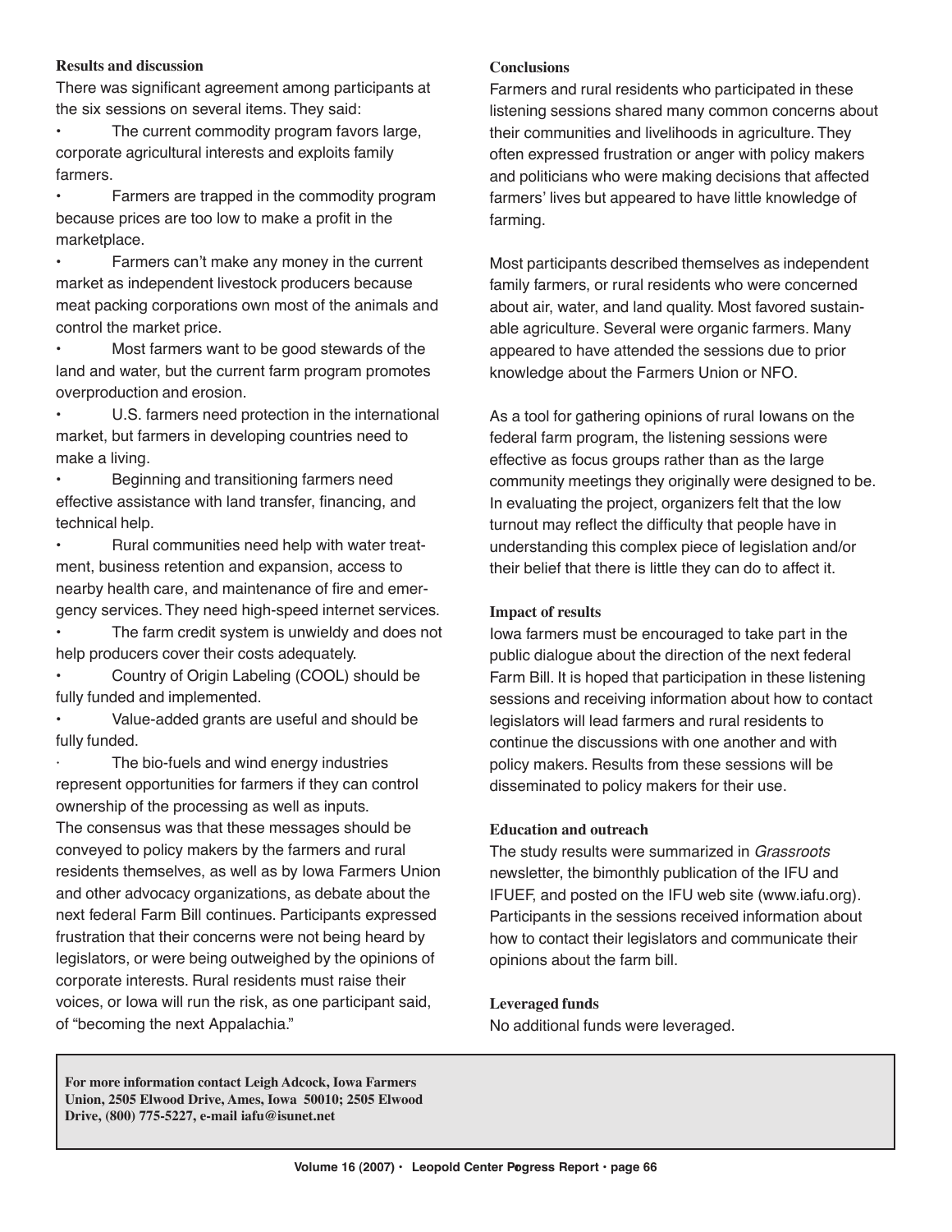**Results and discussion**

There was significant agreement among participants at the six sessions on several items. They said:

- The current commodity program favors large, corporate agricultural interests and exploits family farmers.
- Farmers are trapped in the commodity program because prices are too low to make a profit in the marketplace.
- Farmers can't make any money in the current market as independent livestock producers because meat packing corporations own most of the animals and control the market price.
- Most farmers want to be good stewards of the land and water, but the current farm program promotes overproduction and erosion.
- U.S. farmers need protection in the international market, but farmers in developing countries need to make a living.
- Beginning and transitioning farmers need effective assistance with land transfer, financing, and technical help.
- Rural communities need help with water treatment, business retention and expansion, access to nearby health care, and maintenance of fire and emergency services. They need high-speed internet services.
- The farm credit system is unwieldy and does not help producers cover their costs adequately.
- Country of Origin Labeling (COOL) should be fully funded and implemented.
- Value-added grants are useful and should be fully funded.
- The bio-fuels and wind energy industries represent opportunities for farmers if they can control ownership of the processing as well as inputs.

The consensus was that these messages should be conveyed to policy makers by the farmers and rural residents themselves, as well as by Iowa Farmers Union and other advocacy organizations, as debate about the next federal Farm Bill continues. Participants expressed frustration that their concerns were not being heard by legislators, or were being outweighed by the opinions of corporate interests. Rural residents must raise their voices, or Iowa will run the risk, as one participant said, of "becoming the next Appalachia."

**Conclusions**

Farmers and rural residents who participated in these listening sessions shared many common concerns about their communities and livelihoods in agriculture. They often expressed frustration or anger with policy makers and politicians who were making decisions that affected farmers' lives but appeared to have little knowledge of farming.

Most participants described themselves as independent family farmers, or rural residents who were concerned about air, water, and land quality. Most favored sustainable agriculture. Several were organic farmers. Many appeared to have attended the sessions due to prior knowledge about the Farmers Union or NFO.

As a tool for gathering opinions of rural Iowans on the federal farm program, the listening sessions were effective as focus groups rather than as the large community meetings they originally were designed to be. In evaluating the project, organizers felt that the low turnout may reflect the difficulty that people have in understanding this complex piece of legislation and/or their belief that there is little they can do to affect it.

**Impact of results**

Iowa farmers must be encouraged to take part in the public dialogue about the direction of the next federal Farm Bill. It is hoped that participation in these listening sessions and receiving information about how to contact legislators will lead farmers and rural residents to continue the discussions with one another and with policy makers. Results from these sessions will be disseminated to policy makers for their use.

**Education and outreach**

The study results were summarized in *Grassroots* newsletter, the bimonthly publication of the IFU and IFUEF, and posted on the IFU web site (www.iafu.org). Participants in the sessions received information about how to contact their legislators and communicate their opinions about the farm bill.

**Leveraged funds**

No additional funds were leveraged.

**For more information contact Leigh Adcock, Iowa Farmers Union, 2505 Elwood Drive, Ames, Iowa 50010; 2505 Elwood Drive, (800) 775-5227, e-mail iafu@isunet.net**